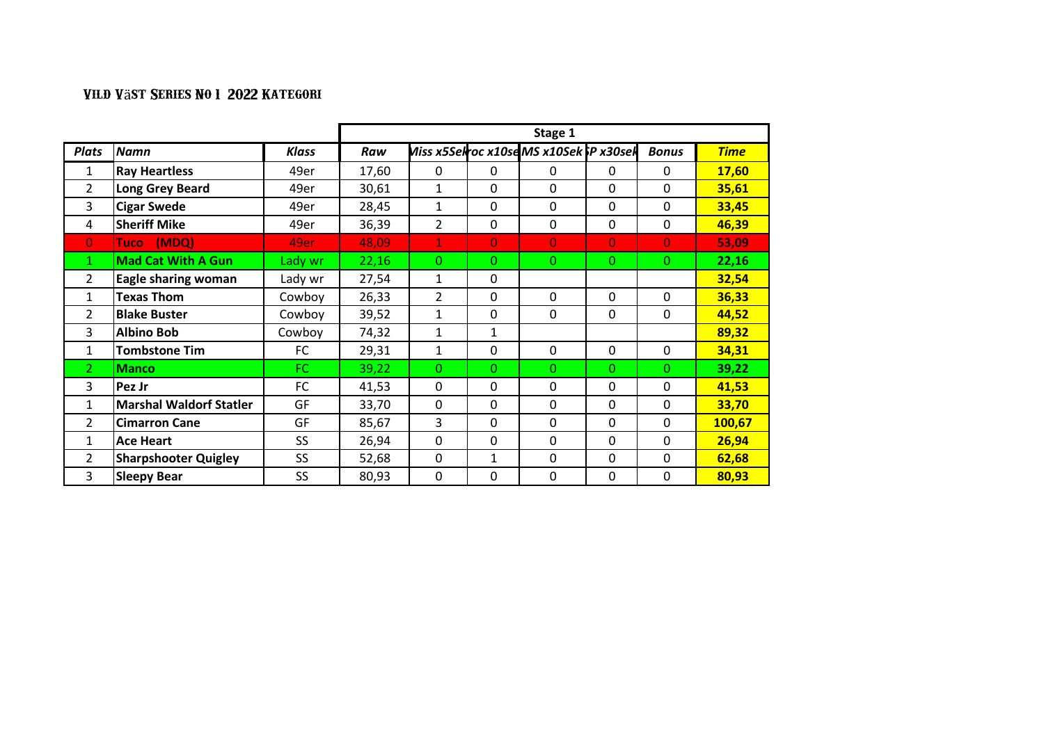# Vild Väst Series No 1 2022 Kategori

| Plats | Namn | Klass | Stage 1 | | | | | | |
|---|---|---|---|---|---|---|---|---|---|
| | | | Raw | Miss x5Sek | Proc x10sek | MS x10Sek | SP x30sek | Bonus | Time |
| 1 | Ray Heartless | 49er | 17,60 | 0 | 0 | 0 | 0 | 0 | 17,60 |
| 2 | Long Grey Beard | 49er | 30,61 | 1 | 0 | 0 | 0 | 0 | 35,61 |
| 3 | Cigar Swede | 49er | 28,45 | 1 | 0 | 0 | 0 | 0 | 33,45 |
| 4 | Sheriff Mike | 49er | 36,39 | 2 | 0 | 0 | 0 | 0 | 46,39 |
| 0 | Tuco (MDQ) | 49er | 48,09 | 1 | 0 | 0 | 0 | 0 | 53,09 |
| 1 | Mad Cat With A Gun | Lady wr | 22,16 | 0 | 0 | 0 | 0 | 0 | 22,16 |
| 2 | Eagle sharing woman | Lady wr | 27,54 | 1 | 0 | | | | 32,54 |
| 1 | Texas Thom | Cowboy | 26,33 | 2 | 0 | 0 | 0 | 0 | 36,33 |
| 2 | Blake Buster | Cowboy | 39,52 | 1 | 0 | 0 | 0 | 0 | 44,52 |
| 3 | Albino Bob | Cowboy | 74,32 | 1 | 1 | | | | 89,32 |
| 1 | Tombstone Tim | FC | 29,31 | 1 | 0 | 0 | 0 | 0 | 34,31 |
| 2 | Manco | FC | 39,22 | 0 | 0 | 0 | 0 | 0 | 39,22 |
| 3 | Pez Jr | FC | 41,53 | 0 | 0 | 0 | 0 | 0 | 41,53 |
| 1 | Marshal Waldorf Statler | GF | 33,70 | 0 | 0 | 0 | 0 | 0 | 33,70 |
| 2 | Cimarron Cane | GF | 85,67 | 3 | 0 | 0 | 0 | 0 | 100,67 |
| 1 | Ace Heart | SS | 26,94 | 0 | 0 | 0 | 0 | 0 | 26,94 |
| 2 | Sharpshooter Quigley | SS | 52,68 | 0 | 1 | 0 | 0 | 0 | 62,68 |
| 3 | Sleepy Bear | SS | 80,93 | 0 | 0 | 0 | 0 | 0 | 80,93 |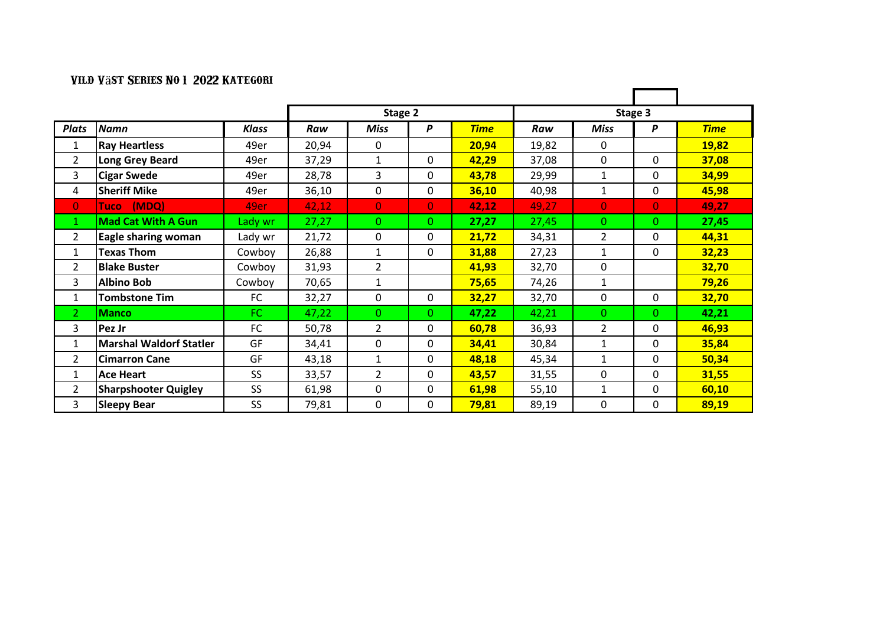# Vild Väst Series No 1 2022 Kategori

| Plats | Namn | Klass | Stage 2 | | | | Stage 3 | | | |
|---|---|---|---|---|---|---|---|---|---|---|
| | | | Raw | Miss | P | Time | Raw | Miss | P | Time |
| 1 | Ray Heartless | 49er | 20,94 | 0 | | 20,94 | 19,82 | 0 | | 19,82 |
| 2 | Long Grey Beard | 49er | 37,29 | 1 | 0 | 42,29 | 37,08 | 0 | 0 | 37,08 |
| 3 | Cigar Swede | 49er | 28,78 | 3 | 0 | 43,78 | 29,99 | 1 | 0 | 34,99 |
| 4 | Sheriff Mike | 49er | 36,10 | 0 | 0 | 36,10 | 40,98 | 1 | 0 | 45,98 |
| 0 | Tuco (MDQ) | 49er | 42,12 | 0 | 0 | 42,12 | 49,27 | 0 | 0 | 49,27 |
| 1 | Mad Cat With A Gun | Lady wr | 27,27 | 0 | 0 | 27,27 | 27,45 | 0 | 0 | 27,45 |
| 2 | Eagle sharing woman | Lady wr | 21,72 | 0 | 0 | 21,72 | 34,31 | 2 | 0 | 44,31 |
| 1 | Texas Thom | Cowboy | 26,88 | 1 | 0 | 31,88 | 27,23 | 1 | 0 | 32,23 |
| 2 | Blake Buster | Cowboy | 31,93 | 2 | | 41,93 | 32,70 | 0 | | 32,70 |
| 3 | Albino Bob | Cowboy | 70,65 | 1 | | 75,65 | 74,26 | 1 | | 79,26 |
| 1 | Tombstone Tim | FC | 32,27 | 0 | 0 | 32,27 | 32,70 | 0 | 0 | 32,70 |
| 2 | Manco | FC | 47,22 | 0 | 0 | 47,22 | 42,21 | 0 | 0 | 42,21 |
| 3 | Pez Jr | FC | 50,78 | 2 | 0 | 60,78 | 36,93 | 2 | 0 | 46,93 |
| 1 | Marshal Waldorf Statler | GF | 34,41 | 0 | 0 | 34,41 | 30,84 | 1 | 0 | 35,84 |
| 2 | Cimarron Cane | GF | 43,18 | 1 | 0 | 48,18 | 45,34 | 1 | 0 | 50,34 |
| 1 | Ace Heart | SS | 33,57 | 2 | 0 | 43,57 | 31,55 | 0 | 0 | 31,55 |
| 2 | Sharpshooter Quigley | SS | 61,98 | 0 | 0 | 61,98 | 55,10 | 1 | 0 | 60,10 |
| 3 | Sleepy Bear | SS | 79,81 | 0 | 0 | 79,81 | 89,19 | 0 | 0 | 89,19 |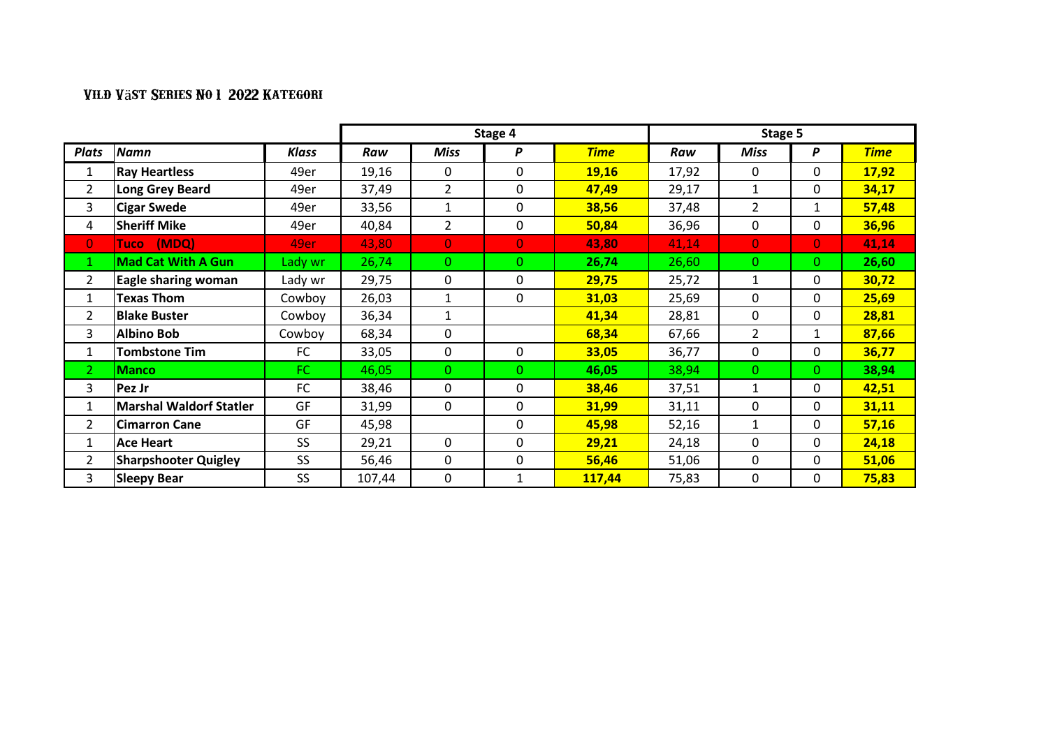### VILD VÄST SERIES NO 1 2022 KATEGORI

| | | | Stage 4 | | | | Stage 5 | | | |
|---|---|---|---|---|---|---|---|---|---|---|
| ***Plats*** | ***Namn*** | ***Klass*** | ***Raw*** | ***Miss*** | ***P*** | ***Time*** | ***Raw*** | ***Miss*** | ***P*** | ***Time*** |
| 1 | **Ray Heartless** | 49er | 19,16 | 0 | 0 | **19,16** | 17,92 | 0 | 0 | **17,92** |
| 2 | **Long Grey Beard** | 49er | 37,49 | 2 | 0 | **47,49** | 29,17 | 1 | 0 | **34,17** |
| 3 | **Cigar Swede** | 49er | 33,56 | 1 | 0 | **38,56** | 37,48 | 2 | 1 | **57,48** |
| 4 | **Sheriff Mike** | 49er | 40,84 | 2 | 0 | **50,84** | 36,96 | 0 | 0 | **36,96** |
| 0 | **Tuco (MDQ)** | 49er | 43,80 | 0 | 0 | **43,80** | 41,14 | 0 | 0 | **41,14** |
| 1 | **Mad Cat With A Gun** | Lady wr | 26,74 | 0 | 0 | **26,74** | 26,60 | 0 | 0 | **26,60** |
| 2 | **Eagle sharing woman** | Lady wr | 29,75 | 0 | 0 | **29,75** | 25,72 | 1 | 0 | **30,72** |
| 1 | **Texas Thom** | Cowboy | 26,03 | 1 | 0 | **31,03** | 25,69 | 0 | 0 | **25,69** |
| 2 | **Blake Buster** | Cowboy | 36,34 | 1 | | **41,34** | 28,81 | 0 | 0 | **28,81** |
| 3 | **Albino Bob** | Cowboy | 68,34 | 0 | | **68,34** | 67,66 | 2 | 1 | **87,66** |
| 1 | **Tombstone Tim** | FC | 33,05 | 0 | 0 | **33,05** | 36,77 | 0 | 0 | **36,77** |
| 2 | **Manco** | FC | 46,05 | 0 | 0 | **46,05** | 38,94 | 0 | 0 | **38,94** |
| 3 | **Pez Jr** | FC | 38,46 | 0 | 0 | **38,46** | 37,51 | 1 | 0 | **42,51** |
| 1 | **Marshal Waldorf Statler** | GF | 31,99 | 0 | 0 | **31,99** | 31,11 | 0 | 0 | **31,11** |
| 2 | **Cimarron Cane** | GF | 45,98 | | 0 | **45,98** | 52,16 | 1 | 0 | **57,16** |
| 1 | **Ace Heart** | SS | 29,21 | 0 | 0 | **29,21** | 24,18 | 0 | 0 | **24,18** |
| 2 | **Sharpshooter Quigley** | SS | 56,46 | 0 | 0 | **56,46** | 51,06 | 0 | 0 | **51,06** |
| 3 | **Sleepy Bear** | SS | 107,44 | 0 | 1 | **117,44** | 75,83 | 0 | 0 | **75,83** |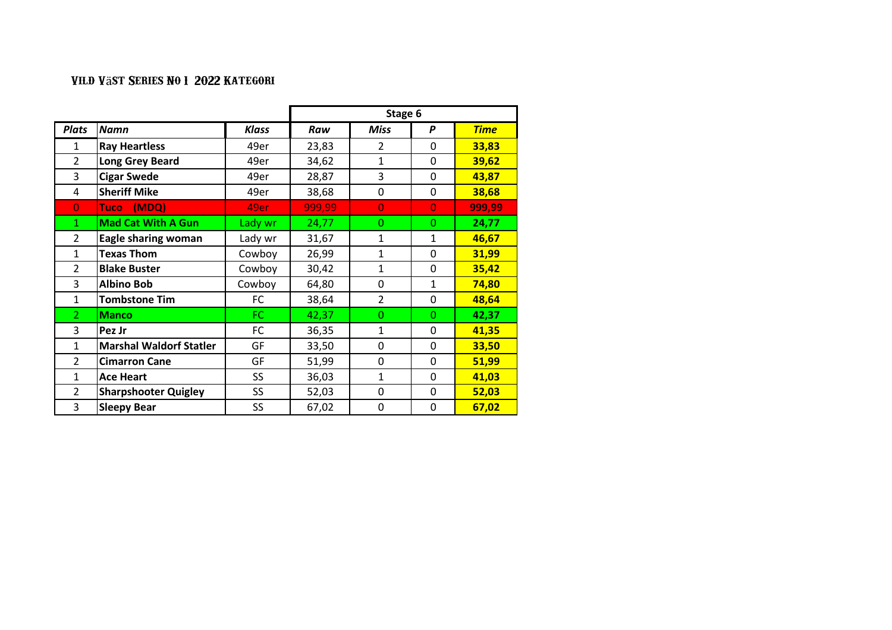# Vild Väst Series No 1 2022 Kategori

| Plats | Namn | Klass | Stage 6 | | | |
|---|---|---|---|---|---|---|
| | | | ***Raw*** | ***Miss*** | ***P*** | ***Time*** |
| 1 | **Ray Heartless** | 49er | 23,83 | 2 | 0 | **33,83** |
| 2 | **Long Grey Beard** | 49er | 34,62 | 1 | 0 | **39,62** |
| 3 | **Cigar Swede** | 49er | 28,87 | 3 | 0 | **43,87** |
| 4 | **Sheriff Mike** | 49er | 38,68 | 0 | 0 | **38,68** |
| 0 | **Tuco (MDQ)** | 49er | 999,99 | 0 | 0 | **999,99** |
| 1 | **Mad Cat With A Gun** | Lady wr | 24,77 | 0 | 0 | **24,77** |
| 2 | **Eagle sharing woman** | Lady wr | 31,67 | 1 | 1 | **46,67** |
| 1 | **Texas Thom** | Cowboy | 26,99 | 1 | 0 | **31,99** |
| 2 | **Blake Buster** | Cowboy | 30,42 | 1 | 0 | **35,42** |
| 3 | **Albino Bob** | Cowboy | 64,80 | 0 | 1 | **74,80** |
| 1 | **Tombstone Tim** | FC | 38,64 | 2 | 0 | **48,64** |
| 2 | **Manco** | FC | 42,37 | 0 | 0 | **42,37** |
| 3 | **Pez Jr** | FC | 36,35 | 1 | 0 | **41,35** |
| 1 | **Marshal Waldorf Statler** | GF | 33,50 | 0 | 0 | **33,50** |
| 2 | **Cimarron Cane** | GF | 51,99 | 0 | 0 | **51,99** |
| 1 | **Ace Heart** | SS | 36,03 | 1 | 0 | **41,03** |
| 2 | **Sharpshooter Quigley** | SS | 52,03 | 0 | 0 | **52,03** |
| 3 | **Sleepy Bear** | SS | 67,02 | 0 | 0 | **67,02** |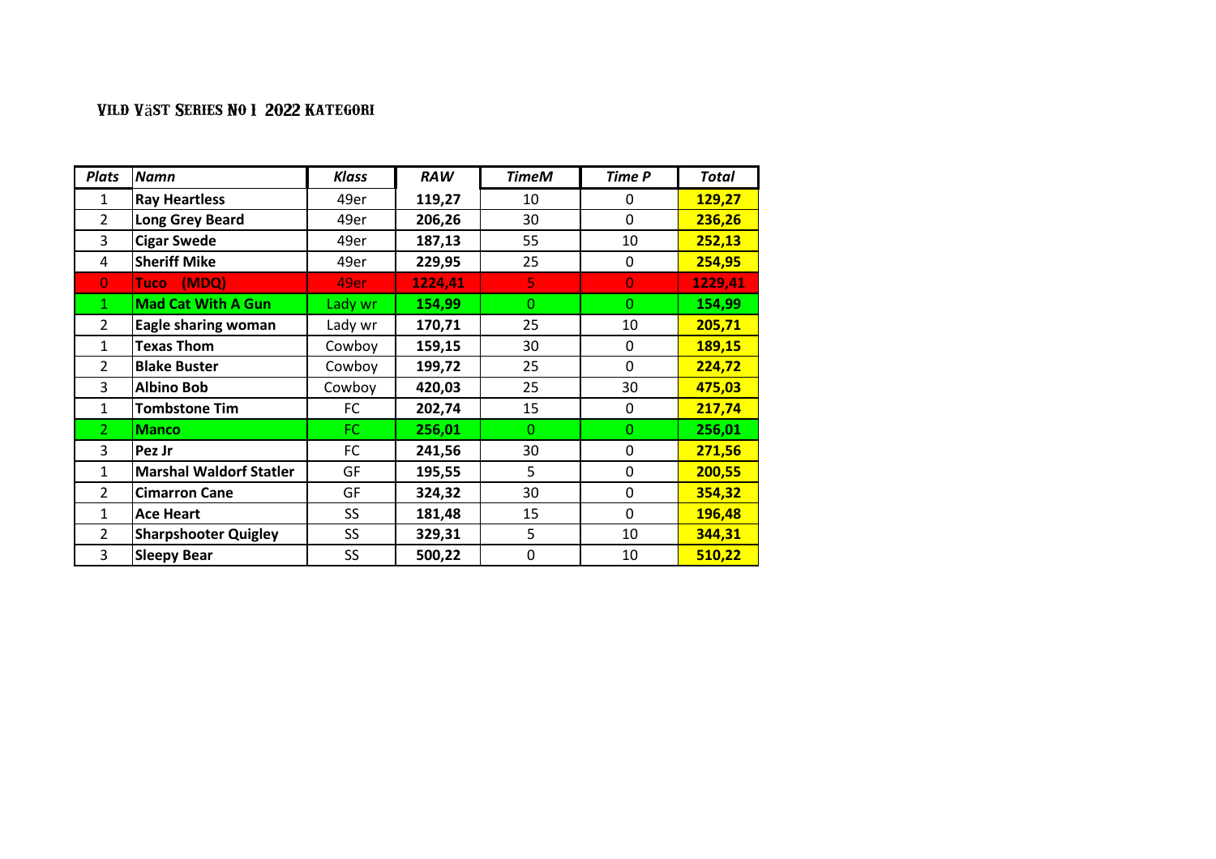## Vild Väst Series No 1 2022 Kategori

| *Plats* | *Namn* | *Klass* | *RAW* | *TimeM* | *Time P* | *Total* |
|---|---|---|---|---|---|---|
| 1 | **Ray Heartless** | 49er | **119,27** | 10 | 0 | **129,27** |
| 2 | **Long Grey Beard** | 49er | **206,26** | 30 | 0 | **236,26** |
| 3 | **Cigar Swede** | 49er | **187,13** | 55 | 10 | **252,13** |
| 4 | **Sheriff Mike** | 49er | **229,95** | 25 | 0 | **254,95** |
| 0 | **Tuco (MDQ)** | 49er | **1224,41** | 5 | 0 | **1229,41** |
| 1 | **Mad Cat With A Gun** | Lady wr | **154,99** | 0 | 0 | **154,99** |
| 2 | **Eagle sharing woman** | Lady wr | **170,71** | 25 | 10 | **205,71** |
| 1 | **Texas Thom** | Cowboy | **159,15** | 30 | 0 | **189,15** |
| 2 | **Blake Buster** | Cowboy | **199,72** | 25 | 0 | **224,72** |
| 3 | **Albino Bob** | Cowboy | **420,03** | 25 | 30 | **475,03** |
| 1 | **Tombstone Tim** | FC | **202,74** | 15 | 0 | **217,74** |
| 2 | **Manco** | FC | **256,01** | 0 | 0 | **256,01** |
| 3 | **Pez Jr** | FC | **241,56** | 30 | 0 | **271,56** |
| 1 | **Marshal Waldorf Statler** | GF | **195,55** | 5 | 0 | **200,55** |
| 2 | **Cimarron Cane** | GF | **324,32** | 30 | 0 | **354,32** |
| 1 | **Ace Heart** | SS | **181,48** | 15 | 0 | **196,48** |
| 2 | **Sharpshooter Quigley** | SS | **329,31** | 5 | 10 | **344,31** |
| 3 | **Sleepy Bear** | SS | **500,22** | 0 | 10 | **510,22** |